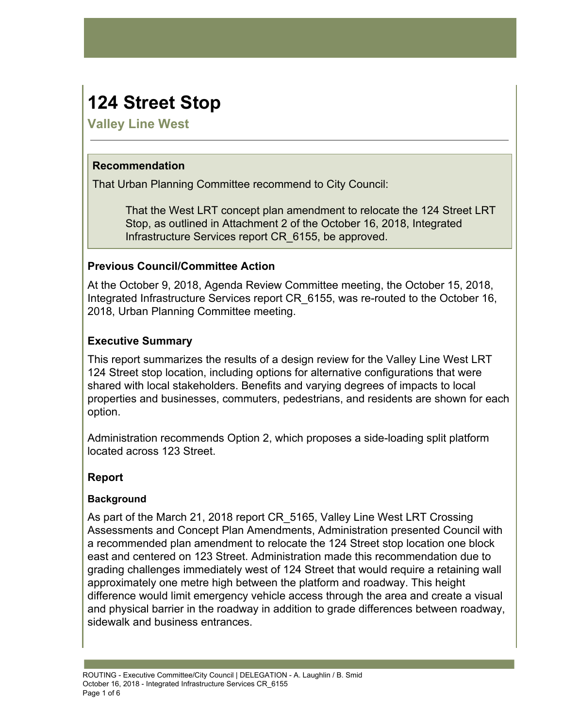# 124 Street Stop

## Valley Line West

### Recommendation

That Urban Planning Committee recommend to City Council:

> That the West LRT concept plan amendment to relocate the 124 Street LRT Stop, as outlined in Attachment 2 of the October 16, 2018, Integrated Infrastructure Services report CR_6155, be approved.

### Previous Council/Committee Action

At the October 9, 2018, Agenda Review Committee meeting, the October 15, 2018, Integrated Infrastructure Services report CR_6155, was re-routed to the October 16, 2018, Urban Planning Committee meeting.

### Executive Summary

This report summarizes the results of a design review for the Valley Line West LRT 124 Street stop location, including options for alternative configurations that were shared with local stakeholders. Benefits and varying degrees of impacts to local properties and businesses, commuters, pedestrians, and residents are shown for each option.

Administration recommends Option 2, which proposes a side-loading split platform located across 123 Street.

### Report

#### Background

As part of the March 21, 2018 report CR_5165, Valley Line West LRT Crossing Assessments and Concept Plan Amendments, Administration presented Council with a recommended plan amendment to relocate the 124 Street stop location one block east and centered on 123 Street. Administration made this recommendation due to grading challenges immediately west of 124 Street that would require a retaining wall approximately one metre high between the platform and roadway. This height difference would limit emergency vehicle access through the area and create a visual and physical barrier in the roadway in addition to grade differences between roadway, sidewalk and business entrances.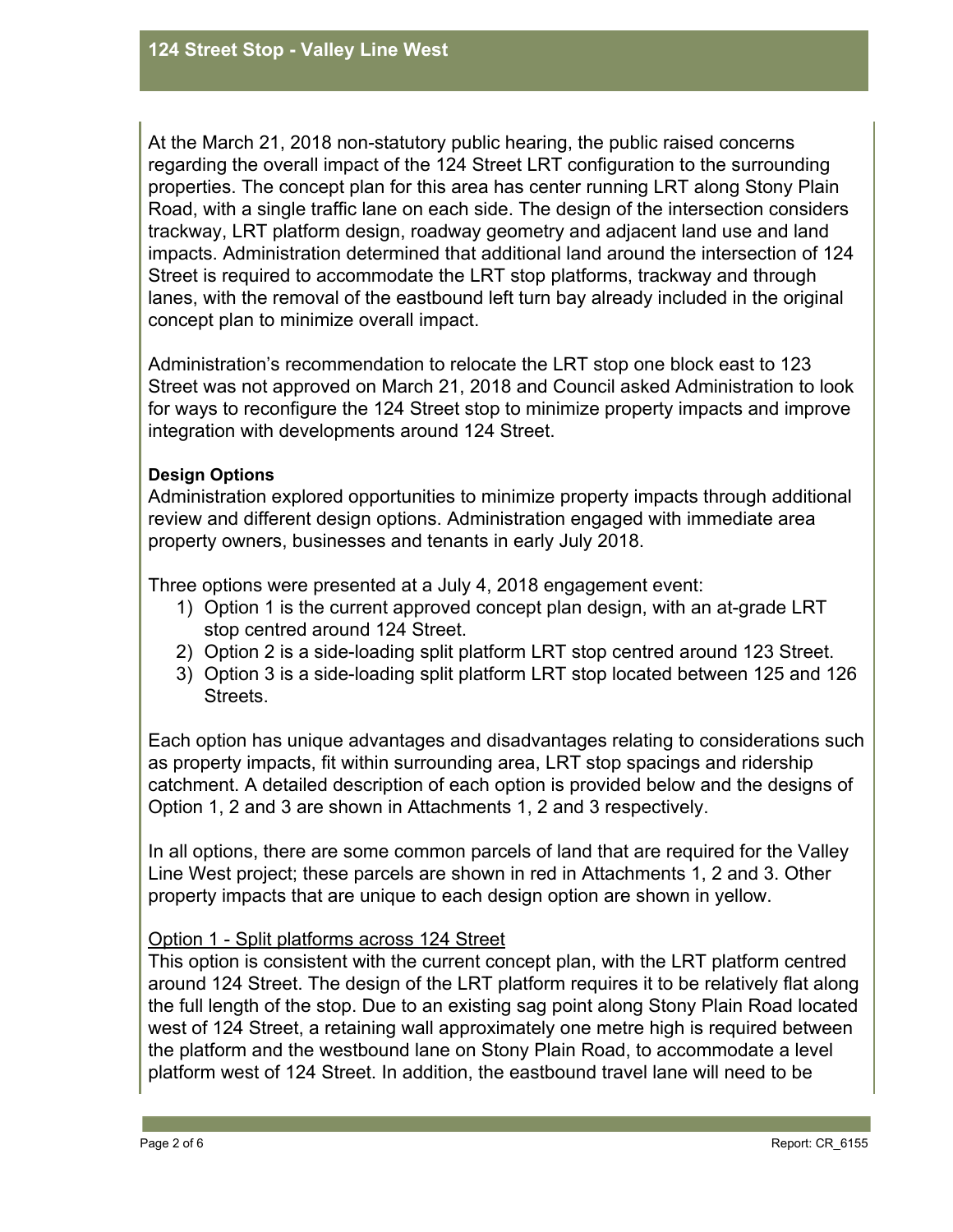At the March 21, 2018 non-statutory public hearing, the public raised concerns regarding the overall impact of the 124 Street LRT configuration to the surrounding properties. The concept plan for this area has center running LRT along Stony Plain Road, with a single traffic lane on each side. The design of the intersection considers trackway, LRT platform design, roadway geometry and adjacent land use and land impacts. Administration determined that additional land around the intersection of 124 Street is required to accommodate the LRT stop platforms, trackway and through lanes, with the removal of the eastbound left turn bay already included in the original concept plan to minimize overall impact.

Administration's recommendation to relocate the LRT stop one block east to 123 Street was not approved on March 21, 2018 and Council asked Administration to look for ways to reconfigure the 124 Street stop to minimize property impacts and improve integration with developments around 124 Street.

**Design Options**

Administration explored opportunities to minimize property impacts through additional review and different design options. Administration engaged with immediate area property owners, businesses and tenants in early July 2018.

Three options were presented at a July 4, 2018 engagement event:

1) Option 1 is the current approved concept plan design, with an at-grade LRT stop centred around 124 Street.
2) Option 2 is a side-loading split platform LRT stop centred around 123 Street.
3) Option 3 is a side-loading split platform LRT stop located between 125 and 126 Streets.

Each option has unique advantages and disadvantages relating to considerations such as property impacts, fit within surrounding area, LRT stop spacings and ridership catchment. A detailed description of each option is provided below and the designs of Option 1, 2 and 3 are shown in Attachments 1, 2 and 3 respectively.

In all options, there are some common parcels of land that are required for the Valley Line West project; these parcels are shown in red in Attachments 1, 2 and 3. Other property impacts that are unique to each design option are shown in yellow.

Option 1 - Split platforms across 124 Street

This option is consistent with the current concept plan, with the LRT platform centred around 124 Street. The design of the LRT platform requires it to be relatively flat along the full length of the stop. Due to an existing sag point along Stony Plain Road located west of 124 Street, a retaining wall approximately one metre high is required between the platform and the westbound lane on Stony Plain Road, to accommodate a level platform west of 124 Street. In addition, the eastbound travel lane will need to be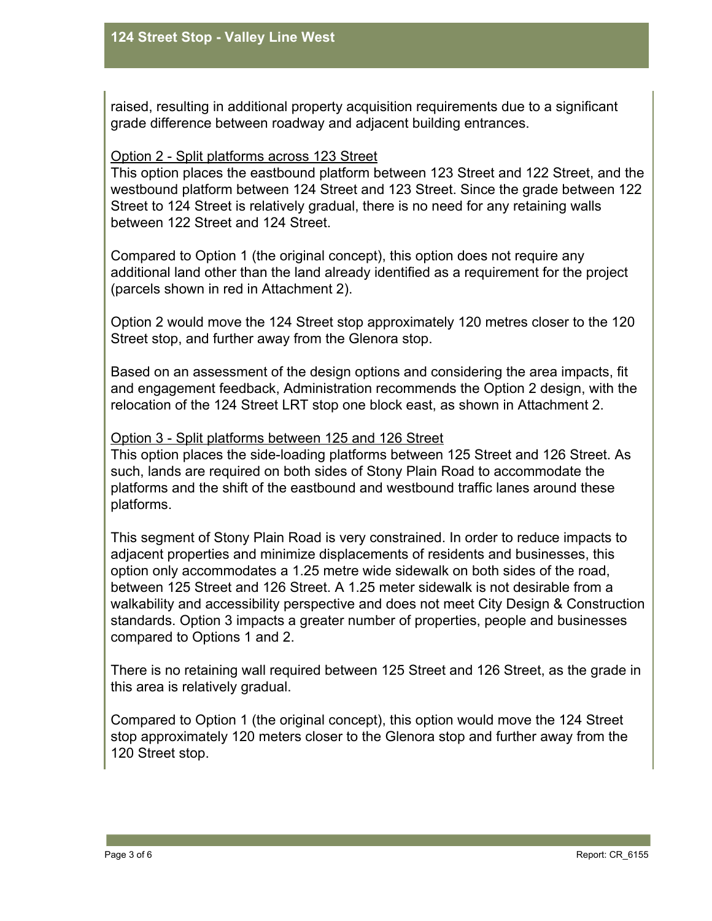raised, resulting in additional property acquisition requirements due to a significant grade difference between roadway and adjacent building entrances.

Option 2 - Split platforms across 123 Street

This option places the eastbound platform between 123 Street and 122 Street, and the westbound platform between 124 Street and 123 Street. Since the grade between 122 Street to 124 Street is relatively gradual, there is no need for any retaining walls between 122 Street and 124 Street.

Compared to Option 1 (the original concept), this option does not require any additional land other than the land already identified as a requirement for the project (parcels shown in red in Attachment 2).

Option 2 would move the 124 Street stop approximately 120 metres closer to the 120 Street stop, and further away from the Glenora stop.

Based on an assessment of the design options and considering the area impacts, fit and engagement feedback, Administration recommends the Option 2 design, with the relocation of the 124 Street LRT stop one block east, as shown in Attachment 2.

Option 3 - Split platforms between 125 and 126 Street

This option places the side-loading platforms between 125 Street and 126 Street. As such, lands are required on both sides of Stony Plain Road to accommodate the platforms and the shift of the eastbound and westbound traffic lanes around these platforms.

This segment of Stony Plain Road is very constrained. In order to reduce impacts to adjacent properties and minimize displacements of residents and businesses, this option only accommodates a 1.25 metre wide sidewalk on both sides of the road, between 125 Street and 126 Street. A 1.25 meter sidewalk is not desirable from a walkability and accessibility perspective and does not meet City Design & Construction standards. Option 3 impacts a greater number of properties, people and businesses compared to Options 1 and 2.

There is no retaining wall required between 125 Street and 126 Street, as the grade in this area is relatively gradual.

Compared to Option 1 (the original concept), this option would move the 124 Street stop approximately 120 meters closer to the Glenora stop and further away from the 120 Street stop.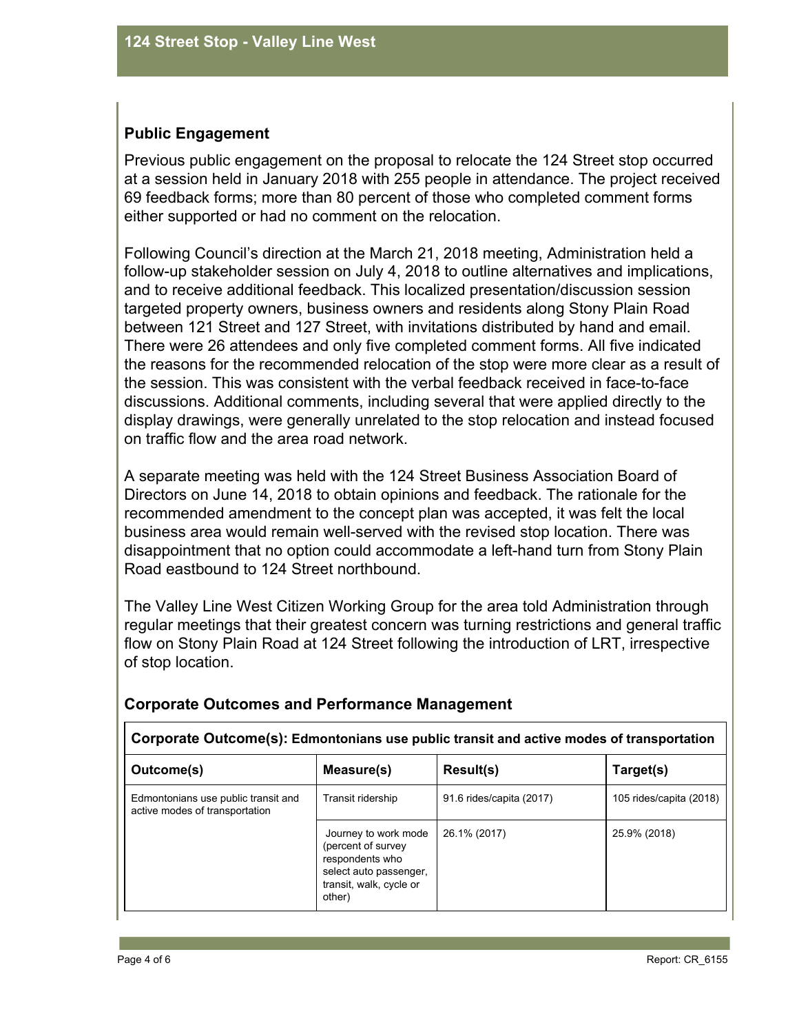## Public Engagement

Previous public engagement on the proposal to relocate the 124 Street stop occurred at a session held in January 2018 with 255 people in attendance. The project received 69 feedback forms; more than 80 percent of those who completed comment forms either supported or had no comment on the relocation.

Following Council's direction at the March 21, 2018 meeting, Administration held a follow-up stakeholder session on July 4, 2018 to outline alternatives and implications, and to receive additional feedback. This localized presentation/discussion session targeted property owners, business owners and residents along Stony Plain Road between 121 Street and 127 Street, with invitations distributed by hand and email. There were 26 attendees and only five completed comment forms. All five indicated the reasons for the recommended relocation of the stop were more clear as a result of the session. This was consistent with the verbal feedback received in face-to-face discussions. Additional comments, including several that were applied directly to the display drawings, were generally unrelated to the stop relocation and instead focused on traffic flow and the area road network.

A separate meeting was held with the 124 Street Business Association Board of Directors on June 14, 2018 to obtain opinions and feedback. The rationale for the recommended amendment to the concept plan was accepted, it was felt the local business area would remain well-served with the revised stop location. There was disappointment that no option could accommodate a left-hand turn from Stony Plain Road eastbound to 124 Street northbound.

The Valley Line West Citizen Working Group for the area told Administration through regular meetings that their greatest concern was turning restrictions and general traffic flow on Stony Plain Road at 124 Street following the introduction of LRT, irrespective of stop location.

## Corporate Outcomes and Performance Management

| **Corporate Outcome(s): Edmontonians use public transit and active modes of transportation** | | | |
|---|---|---|---|
| **Outcome(s)** | **Measure(s)** | **Result(s)** | **Target(s)** |
| Edmontonians use public transit and active modes of transportation | Transit ridership | 91.6 rides/capita (2017) | 105 rides/capita (2018) |
| | Journey to work mode (percent of survey respondents who select auto passenger, transit, walk, cycle or other) | 26.1% (2017) | 25.9% (2018) |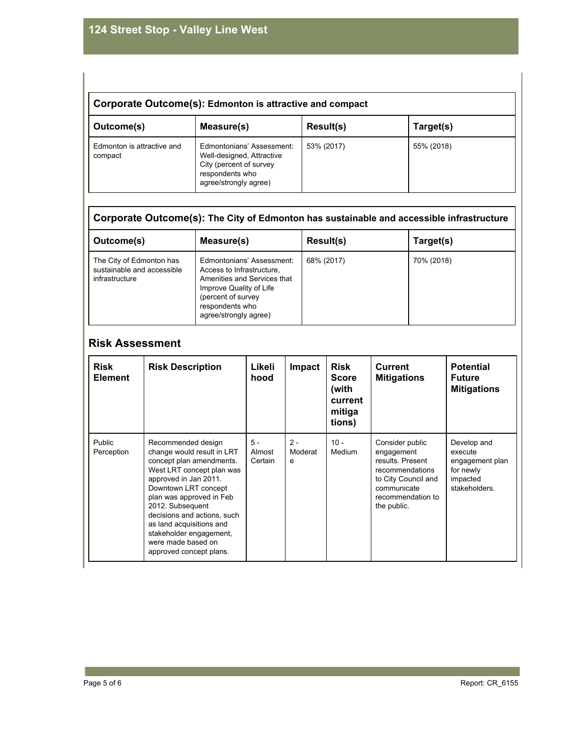| Corporate Outcome(s): Edmonton is attractive and compact | | | |
|---|---|---|---|
| **Outcome(s)** | **Measure(s)** | **Result(s)** | **Target(s)** |
| Edmonton is attractive and compact | Edmontonians' Assessment: Well-designed, Attractive City (percent of survey respondents who agree/strongly agree) | 53% (2017) | 55% (2018) |

| Corporate Outcome(s): The City of Edmonton has sustainable and accessible infrastructure | | | |
|---|---|---|---|
| **Outcome(s)** | **Measure(s)** | **Result(s)** | **Target(s)** |
| The City of Edmonton has sustainable and accessible infrastructure | Edmontonians' Assessment: Access to Infrastructure, Amenities and Services that Improve Quality of Life (percent of survey respondents who agree/strongly agree) | 68% (2017) | 70% (2018) |

## Risk Assessment

| Risk Element | Risk Description | Likelihood | Impact | Risk Score (with current mitigations) | Current Mitigations | Potential Future Mitigations |
|---|---|---|---|---|---|---|
| Public Perception | Recommended design change would result in LRT concept plan amendments. West LRT concept plan was approved in Jan 2011. Downtown LRT concept plan was approved in Feb 2012. Subsequent decisions and actions, such as land acquisitions and stakeholder engagement, were made based on approved concept plans. | 5 - Almost Certain | 2 - Moderate | 10 - Medium | Consider public engagement results. Present recommendations to City Council and communicate recommendation to the public. | Develop and execute engagement plan for newly impacted stakeholders. |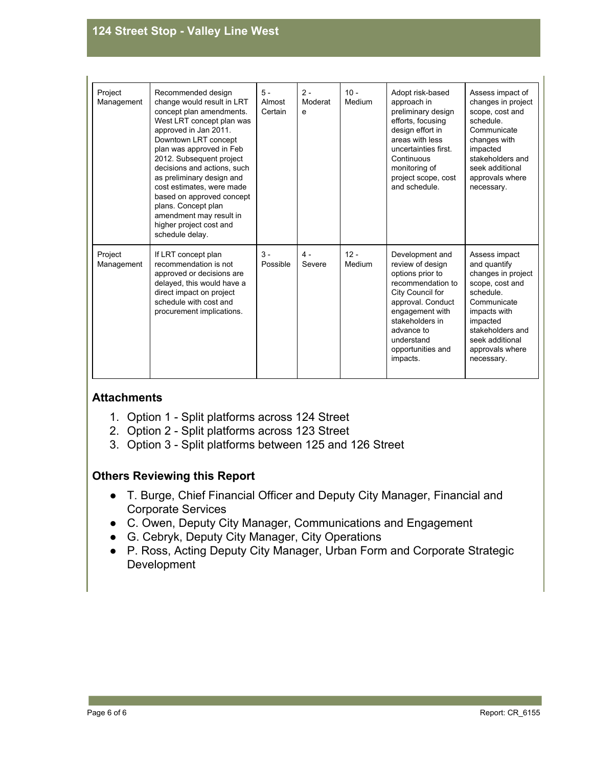| | | | | | | |
|---|---|---|---|---|---|---|
| Project Management | Recommended design change would result in LRT concept plan amendments. West LRT concept plan was approved in Jan 2011. Downtown LRT concept plan was approved in Feb 2012. Subsequent project decisions and actions, such as preliminary design and cost estimates, were made based on approved concept plans. Concept plan amendment may result in higher project cost and schedule delay. | 5 - Almost Certain | 2 - Moderate | 10 - Medium | Adopt risk-based approach in preliminary design efforts, focusing design effort in areas with less uncertainties first. Continuous monitoring of project scope, cost and schedule. | Assess impact of changes in project scope, cost and schedule. Communicate changes with impacted stakeholders and seek additional approvals where necessary. |
| Project Management | If LRT concept plan recommendation is not approved or decisions are delayed, this would have a direct impact on project schedule with cost and procurement implications. | 3 - Possible | 4 - Severe | 12 - Medium | Development and review of design options prior to recommendation to City Council for approval. Conduct engagement with stakeholders in advance to understand opportunities and impacts. | Assess impact and quantify changes in project scope, cost and schedule. Communicate impacts with impacted stakeholders and seek additional approvals where necessary. |

## Attachments

1. Option 1 - Split platforms across 124 Street
2. Option 2 - Split platforms across 123 Street
3. Option 3 - Split platforms between 125 and 126 Street

## Others Reviewing this Report

- T. Burge, Chief Financial Officer and Deputy City Manager, Financial and Corporate Services
- C. Owen, Deputy City Manager, Communications and Engagement
- G. Cebryk, Deputy City Manager, City Operations
- P. Ross, Acting Deputy City Manager, Urban Form and Corporate Strategic Development